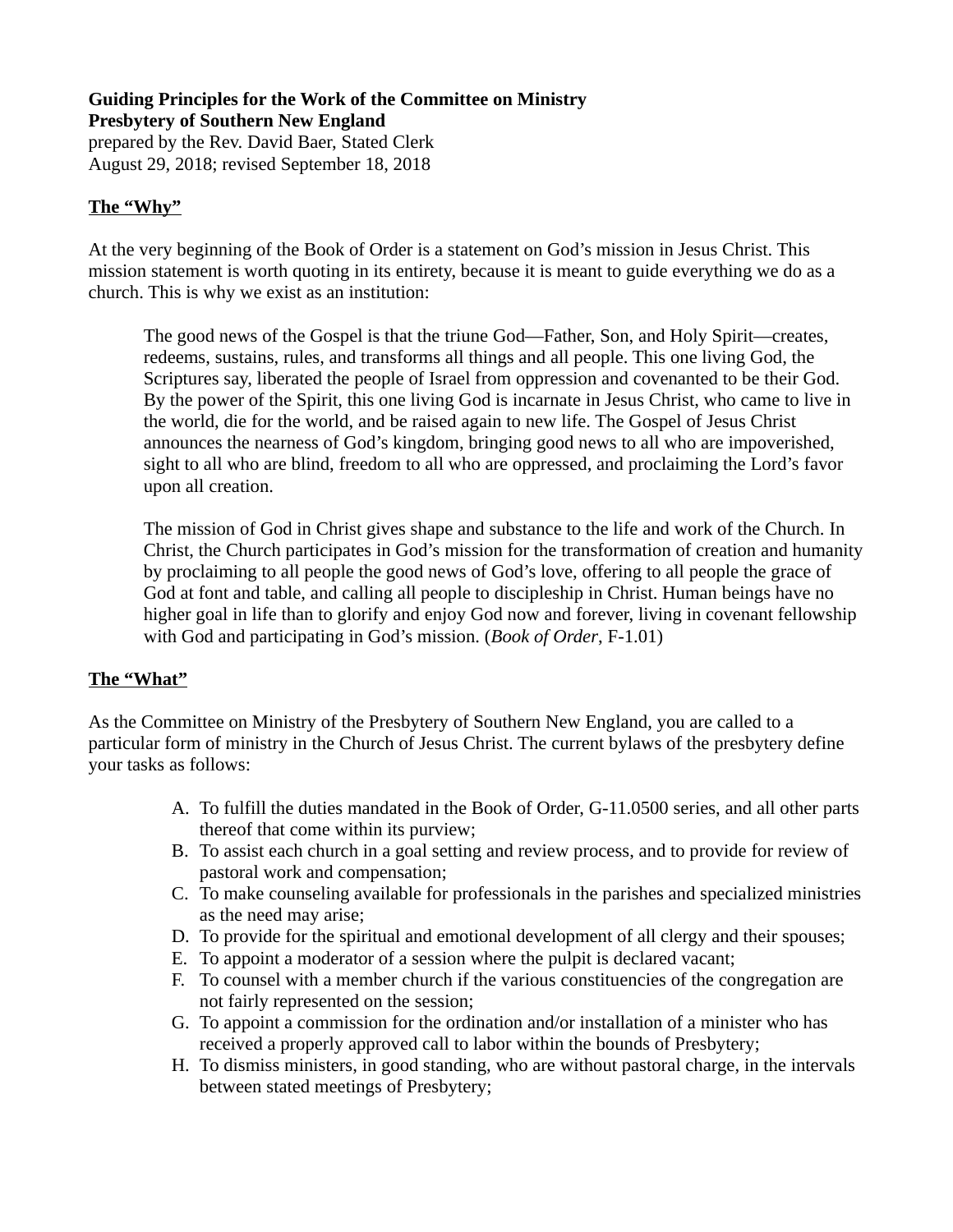**Guiding Principles for the Work of the Committee on Ministry**
**Presbytery of Southern New England**
prepared by the Rev. David Baer, Stated Clerk
August 29, 2018; revised September 18, 2018

## The "Why"

At the very beginning of the Book of Order is a statement on God's mission in Jesus Christ. This mission statement is worth quoting in its entirety, because it is meant to guide everything we do as a church. This is why we exist as an institution:

> The good news of the Gospel is that the triune God—Father, Son, and Holy Spirit—creates, redeems, sustains, rules, and transforms all things and all people. This one living God, the Scriptures say, liberated the people of Israel from oppression and covenanted to be their God. By the power of the Spirit, this one living God is incarnate in Jesus Christ, who came to live in the world, die for the world, and be raised again to new life. The Gospel of Jesus Christ announces the nearness of God's kingdom, bringing good news to all who are impoverished, sight to all who are blind, freedom to all who are oppressed, and proclaiming the Lord's favor upon all creation.
>
> The mission of God in Christ gives shape and substance to the life and work of the Church. In Christ, the Church participates in God's mission for the transformation of creation and humanity by proclaiming to all people the good news of God's love, offering to all people the grace of God at font and table, and calling all people to discipleship in Christ. Human beings have no higher goal in life than to glorify and enjoy God now and forever, living in covenant fellowship with God and participating in God's mission. (*Book of Order*, F-1.01)

## The "What"

As the Committee on Ministry of the Presbytery of Southern New England, you are called to a particular form of ministry in the Church of Jesus Christ. The current bylaws of the presbytery define your tasks as follows:

A. To fulfill the duties mandated in the Book of Order, G-11.0500 series, and all other parts thereof that come within its purview;
B. To assist each church in a goal setting and review process, and to provide for review of pastoral work and compensation;
C. To make counseling available for professionals in the parishes and specialized ministries as the need may arise;
D. To provide for the spiritual and emotional development of all clergy and their spouses;
E. To appoint a moderator of a session where the pulpit is declared vacant;
F. To counsel with a member church if the various constituencies of the congregation are not fairly represented on the session;
G. To appoint a commission for the ordination and/or installation of a minister who has received a properly approved call to labor within the bounds of Presbytery;
H. To dismiss ministers, in good standing, who are without pastoral charge, in the intervals between stated meetings of Presbytery;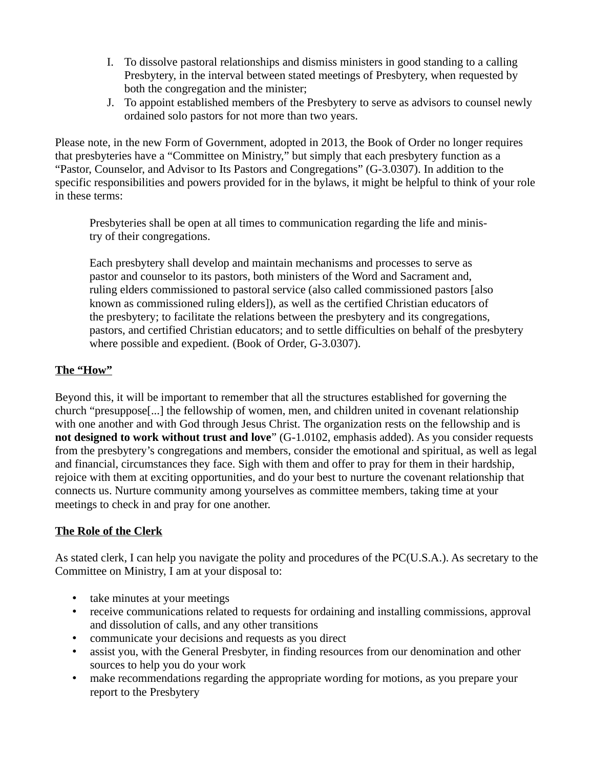I. To dissolve pastoral relationships and dismiss ministers in good standing to a calling Presbytery, in the interval between stated meetings of Presbytery, when requested by both the congregation and the minister;
J. To appoint established members of the Presbytery to serve as advisors to counsel newly ordained solo pastors for not more than two years.

Please note, in the new Form of Government, adopted in 2013, the Book of Order no longer requires that presbyteries have a "Committee on Ministry," but simply that each presbytery function as a "Pastor, Counselor, and Advisor to Its Pastors and Congregations" (G-3.0307). In addition to the specific responsibilities and powers provided for in the bylaws, it might be helpful to think of your role in these terms:

> Presbyteries shall be open at all times to communication regarding the life and ministry of their congregations.
>
> Each presbytery shall develop and maintain mechanisms and processes to serve as pastor and counselor to its pastors, both ministers of the Word and Sacrament and, ruling elders commissioned to pastoral service (also called commissioned pastors [also known as commissioned ruling elders]), as well as the certified Christian educators of the presbytery; to facilitate the relations between the presbytery and its congregations, pastors, and certified Christian educators; and to settle difficulties on behalf of the presbytery where possible and expedient. (Book of Order, G-3.0307).

**The "How"**

Beyond this, it will be important to remember that all the structures established for governing the church "presuppose[...] the fellowship of women, men, and children united in covenant relationship with one another and with God through Jesus Christ. The organization rests on the fellowship and is **not designed to work without trust and love**" (G-1.0102, emphasis added). As you consider requests from the presbytery's congregations and members, consider the emotional and spiritual, as well as legal and financial, circumstances they face. Sigh with them and offer to pray for them in their hardship, rejoice with them at exciting opportunities, and do your best to nurture the covenant relationship that connects us. Nurture community among yourselves as committee members, taking time at your meetings to check in and pray for one another.

**The Role of the Clerk**

As stated clerk, I can help you navigate the polity and procedures of the PC(U.S.A.). As secretary to the Committee on Ministry, I am at your disposal to:

- take minutes at your meetings
- receive communications related to requests for ordaining and installing commissions, approval and dissolution of calls, and any other transitions
- communicate your decisions and requests as you direct
- assist you, with the General Presbyter, in finding resources from our denomination and other sources to help you do your work
- make recommendations regarding the appropriate wording for motions, as you prepare your report to the Presbytery